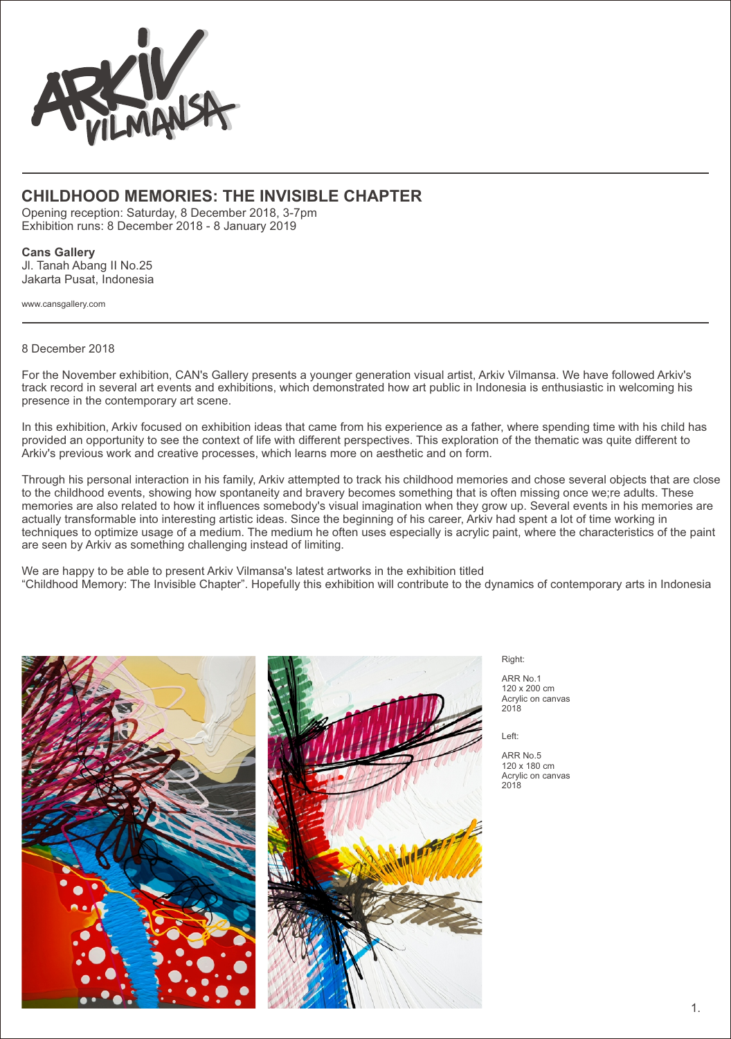# CHILDHOOD MEMORIES: THE INVISIBLE CHAPTER

Opening reception: Saturday, 8 December 2018, 3-7pm
Exhibition runs: 8 December 2018 - 8 January 2019

**Cans Gallery**
Jl. Tanah Abang II No.25
Jakarta Pusat, Indonesia

www.cansgallery.com

8 December 2018

For the November exhibition, CAN's Gallery presents a younger generation visual artist, Arkiv Vilmansa. We have followed Arkiv's track record in several art events and exhibitions, which demonstrated how art public in Indonesia is enthusiastic in welcoming his presence in the contemporary art scene.

In this exhibition, Arkiv focused on exhibition ideas that came from his experience as a father, where spending time with his child has provided an opportunity to see the context of life with different perspectives. This exploration of the thematic was quite different to Arkiv's previous work and creative processes, which learns more on aesthetic and on form.

Through his personal interaction in his family, Arkiv attempted to track his childhood memories and chose several objects that are close to the childhood events, showing how spontaneity and bravery becomes something that is often missing once we;re adults. These memories are also related to how it influences somebody's visual imagination when they grow up. Several events in his memories are actually transformable into interesting artistic ideas. Since the beginning of his career, Arkiv had spent a lot of time working in techniques to optimize usage of a medium. The medium he often uses especially is acrylic paint, where the characteristics of the paint are seen by Arkiv as something challenging instead of limiting.

We are happy to be able to present Arkiv Vilmansa's latest artworks in the exhibition titled
"Childhood Memory: The Invisible Chapter". Hopefully this exhibition will contribute to the dynamics of contemporary arts in Indonesia

Right:

ARR No.1
120 x 200 cm
Acrylic on canvas
2018

Left:

ARR No.5
120 x 180 cm
Acrylic on canvas
2018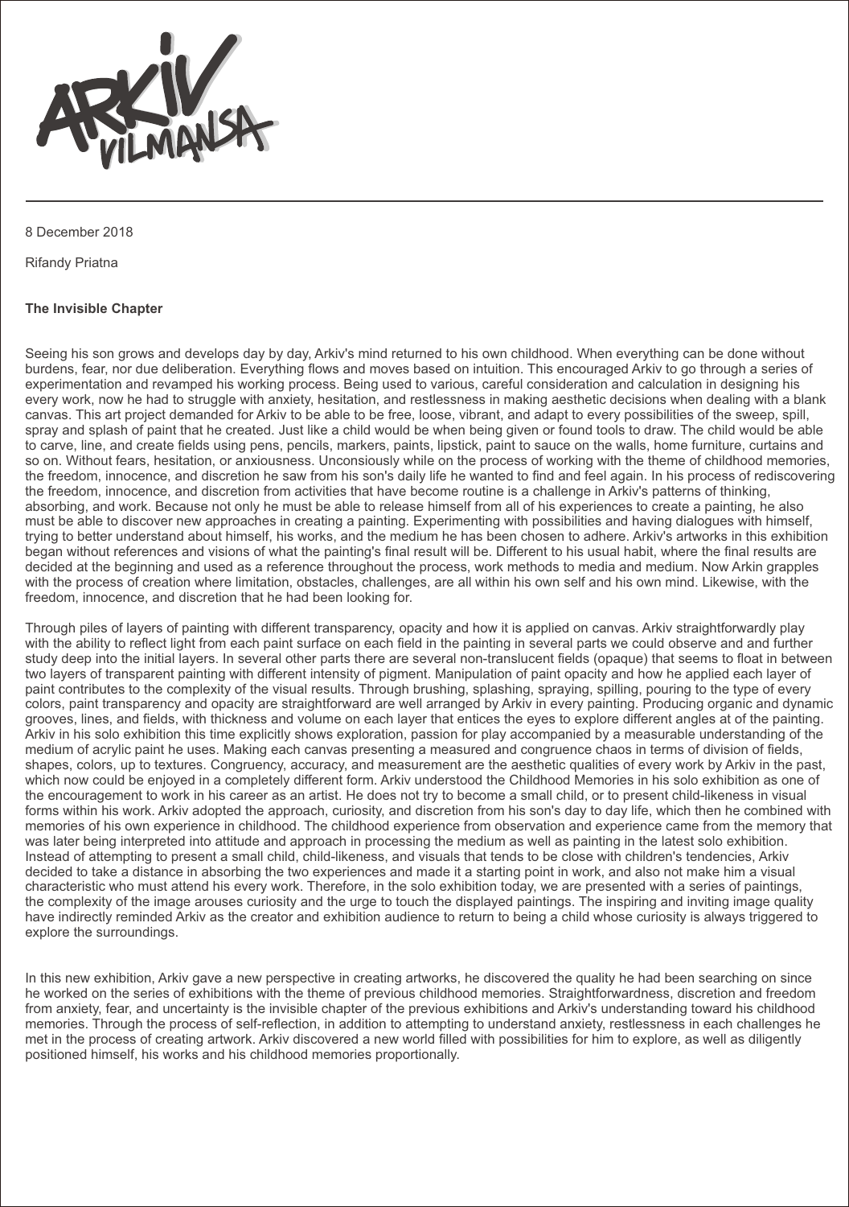ARKIV VILMANSA

8 December 2018

Rifandy Priatna

**The Invisible Chapter**

Seeing his son grows and develops day by day, Arkiv's mind returned to his own childhood. When everything can be done without burdens, fear, nor due deliberation. Everything flows and moves based on intuition. This encouraged Arkiv to go through a series of experimentation and revamped his working process. Being used to various, careful consideration and calculation in designing his every work, now he had to struggle with anxiety, hesitation, and restlessness in making aesthetic decisions when dealing with a blank canvas. This art project demanded for Arkiv to be able to be free, loose, vibrant, and adapt to every possibilities of the sweep, spill, spray and splash of paint that he created. Just like a child would be when being given or found tools to draw. The child would be able to carve, line, and create fields using pens, pencils, markers, paints, lipstick, paint to sauce on the walls, home furniture, curtains and so on. Without fears, hesitation, or anxiousness. Unconsiously while on the process of working with the theme of childhood memories, the freedom, innocence, and discretion he saw from his son's daily life he wanted to find and feel again. In his process of rediscovering the freedom, innocence, and discretion from activities that have become routine is a challenge in Arkiv's patterns of thinking, absorbing, and work. Because not only he must be able to release himself from all of his experiences to create a painting, he also must be able to discover new approaches in creating a painting. Experimenting with possibilities and having dialogues with himself, trying to better understand about himself, his works, and the medium he has been chosen to adhere. Arkiv's artworks in this exhibition began without references and visions of what the painting's final result will be. Different to his usual habit, where the final results are decided at the beginning and used as a reference throughout the process, work methods to media and medium. Now Arkin grapples with the process of creation where limitation, obstacles, challenges, are all within his own self and his own mind. Likewise, with the freedom, innocence, and discretion that he had been looking for.

Through piles of layers of painting with different transparency, opacity and how it is applied on canvas. Arkiv straightforwardly play with the ability to reflect light from each paint surface on each field in the painting in several parts we could observe and and further study deep into the initial layers. In several other parts there are several non-translucent fields (opaque) that seems to float in between two layers of transparent painting with different intensity of pigment. Manipulation of paint opacity and how he applied each layer of paint contributes to the complexity of the visual results. Through brushing, splashing, spraying, spilling, pouring to the type of every colors, paint transparency and opacity are straightforward are well arranged by Arkiv in every painting. Producing organic and dynamic grooves, lines, and fields, with thickness and volume on each layer that entices the eyes to explore different angles at of the painting. Arkiv in his solo exhibition this time explicitly shows exploration, passion for play accompanied by a measurable understanding of the medium of acrylic paint he uses. Making each canvas presenting a measured and congruence chaos in terms of division of fields, shapes, colors, up to textures. Congruency, accuracy, and measurement are the aesthetic qualities of every work by Arkiv in the past, which now could be enjoyed in a completely different form. Arkiv understood the Childhood Memories in his solo exhibition as one of the encouragement to work in his career as an artist. He does not try to become a small child, or to present child-likeness in visual forms within his work. Arkiv adopted the approach, curiosity, and discretion from his son's day to day life, which then he combined with memories of his own experience in childhood. The childhood experience from observation and experience came from the memory that was later being interpreted into attitude and approach in processing the medium as well as painting in the latest solo exhibition. Instead of attempting to present a small child, child-likeness, and visuals that tends to be close with children's tendencies, Arkiv decided to take a distance in absorbing the two experiences and made it a starting point in work, and also not make him a visual characteristic who must attend his every work. Therefore, in the solo exhibition today, we are presented with a series of paintings, the complexity of the image arouses curiosity and the urge to touch the displayed paintings. The inspiring and inviting image quality have indirectly reminded Arkiv as the creator and exhibition audience to return to being a child whose curiosity is always triggered to explore the surroundings.

In this new exhibition, Arkiv gave a new perspective in creating artworks, he discovered the quality he had been searching on since he worked on the series of exhibitions with the theme of previous childhood memories. Straightforwardness, discretion and freedom from anxiety, fear, and uncertainty is the invisible chapter of the previous exhibitions and Arkiv's understanding toward his childhood memories. Through the process of self-reflection, in addition to attempting to understand anxiety, restlessness in each challenges he met in the process of creating artwork. Arkiv discovered a new world filled with possibilities for him to explore, as well as diligently positioned himself, his works and his childhood memories proportionally.